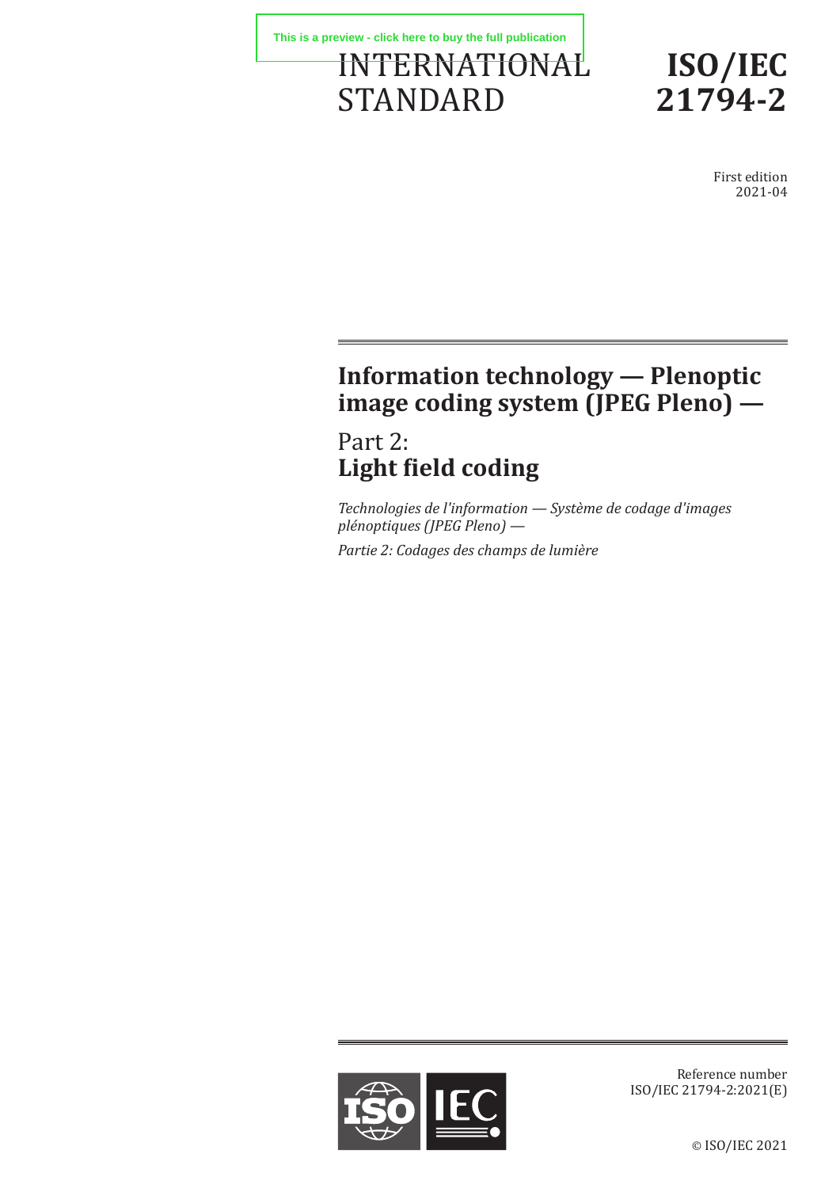This is a preview - click here to buy the full publication

INTERNATIONAL STANDARD

# ISO/IEC 21794-2

First edition
2021-04

# Information technology — Plenoptic image coding system (JPEG Pleno) —

## Part 2: Light field coding

*Technologies de l'information — Système de codage d'images plénoptiques (JPEG Pleno) —*

*Partie 2: Codages des champs de lumière*

Reference number
ISO/IEC 21794-2:2021(E)

© ISO/IEC 2021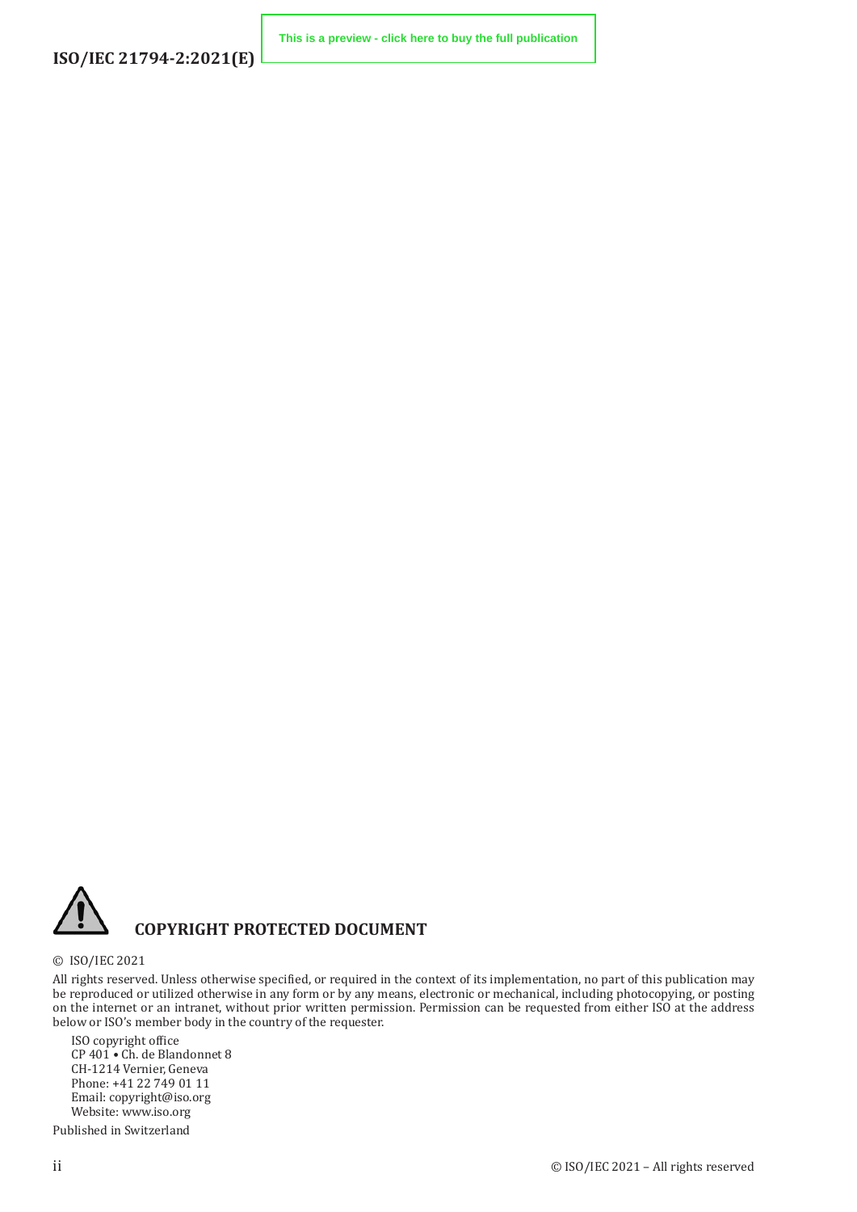## COPYRIGHT PROTECTED DOCUMENT

© ISO/IEC 2021

All rights reserved. Unless otherwise specified, or required in the context of its implementation, no part of this publication may be reproduced or utilized otherwise in any form or by any means, electronic or mechanical, including photocopying, or posting on the internet or an intranet, without prior written permission. Permission can be requested from either ISO at the address below or ISO's member body in the country of the requester.

ISO copyright office
CP 401 • Ch. de Blandonnet 8
CH-1214 Vernier, Geneva
Phone: +41 22 749 01 11
Email: copyright@iso.org
Website: www.iso.org

Published in Switzerland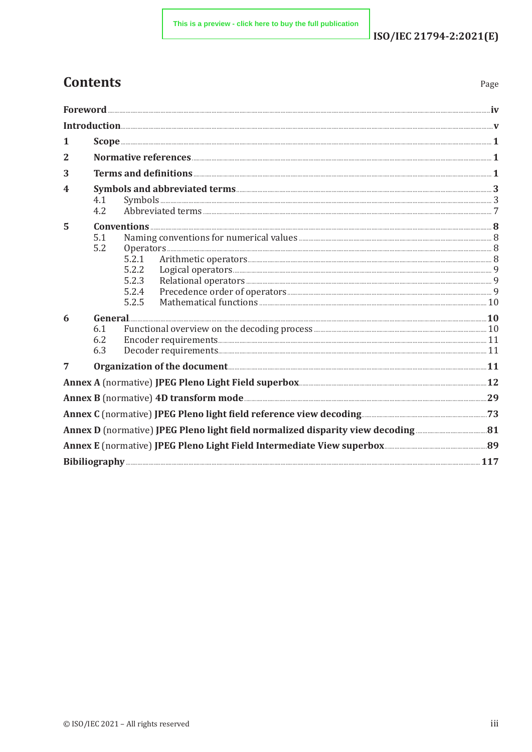# Contents

Page

| | | |
|---|---|---|
| **Foreword** | | **iv** |
| **Introduction** | | **v** |
| **1** | **Scope** | **1** |
| **2** | **Normative references** | **1** |
| **3** | **Terms and definitions** | **1** |
| **4** | **Symbols and abbreviated terms** | **3** |
| | 4.1 Symbols | 3 |
| | 4.2 Abbreviated terms | 7 |
| **5** | **Conventions** | **8** |
| | 5.1 Naming conventions for numerical values | 8 |
| | 5.2 Operators | 8 |
| | 5.2.1 Arithmetic operators | 8 |
| | 5.2.2 Logical operators | 9 |
| | 5.2.3 Relational operators | 9 |
| | 5.2.4 Precedence order of operators | 9 |
| | 5.2.5 Mathematical functions | 10 |
| **6** | **General** | **10** |
| | 6.1 Functional overview on the decoding process | 10 |
| | 6.2 Encoder requirements | 11 |
| | 6.3 Decoder requirements | 11 |
| **7** | **Organization of the document** | **11** |
| **Annex A** (normative) **JPEG Pleno Light Field superbox** | | **12** |
| **Annex B** (normative) **4D transform mode** | | **29** |
| **Annex C** (normative) **JPEG Pleno light field reference view decoding** | | **73** |
| **Annex D** (normative) **JPEG Pleno light field normalized disparity view decoding** | | **81** |
| **Annex E** (normative) **JPEG Pleno Light Field Intermediate View superbox** | | **89** |
| **Bibiliography** | | **117** |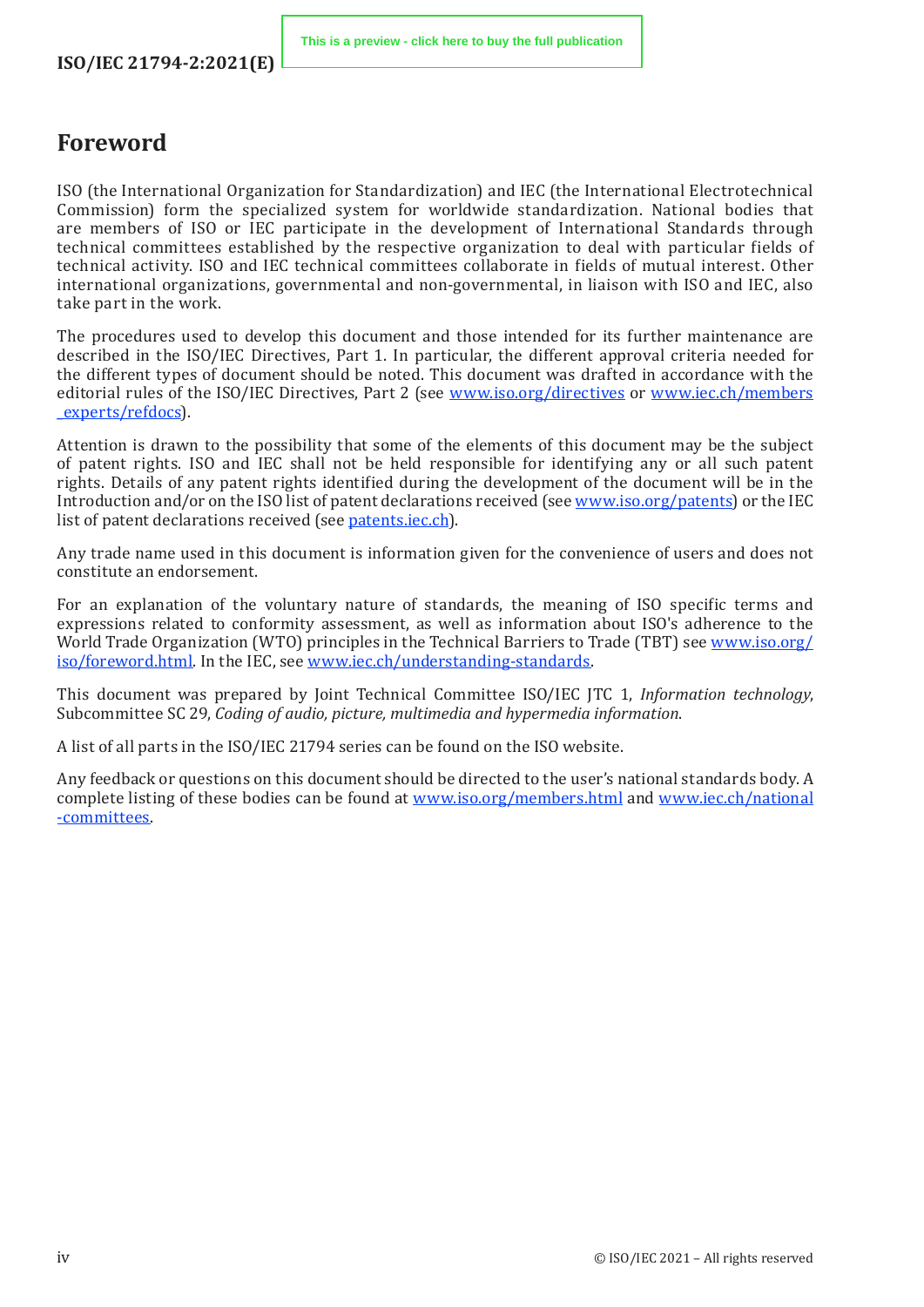# Foreword

ISO (the International Organization for Standardization) and IEC (the International Electrotechnical Commission) form the specialized system for worldwide standardization. National bodies that are members of ISO or IEC participate in the development of International Standards through technical committees established by the respective organization to deal with particular fields of technical activity. ISO and IEC technical committees collaborate in fields of mutual interest. Other international organizations, governmental and non-governmental, in liaison with ISO and IEC, also take part in the work.

The procedures used to develop this document and those intended for its further maintenance are described in the ISO/IEC Directives, Part 1. In particular, the different approval criteria needed for the different types of document should be noted. This document was drafted in accordance with the editorial rules of the ISO/IEC Directives, Part 2 (see www.iso.org/directives or www.iec.ch/members_experts/refdocs).

Attention is drawn to the possibility that some of the elements of this document may be the subject of patent rights. ISO and IEC shall not be held responsible for identifying any or all such patent rights. Details of any patent rights identified during the development of the document will be in the Introduction and/or on the ISO list of patent declarations received (see www.iso.org/patents) or the IEC list of patent declarations received (see patents.iec.ch).

Any trade name used in this document is information given for the convenience of users and does not constitute an endorsement.

For an explanation of the voluntary nature of standards, the meaning of ISO specific terms and expressions related to conformity assessment, as well as information about ISO's adherence to the World Trade Organization (WTO) principles in the Technical Barriers to Trade (TBT) see www.iso.org/iso/foreword.html. In the IEC, see www.iec.ch/understanding-standards.

This document was prepared by Joint Technical Committee ISO/IEC JTC 1, *Information technology*, Subcommittee SC 29, *Coding of audio, picture, multimedia and hypermedia information*.

A list of all parts in the ISO/IEC 21794 series can be found on the ISO website.

Any feedback or questions on this document should be directed to the user's national standards body. A complete listing of these bodies can be found at www.iso.org/members.html and www.iec.ch/national-committees.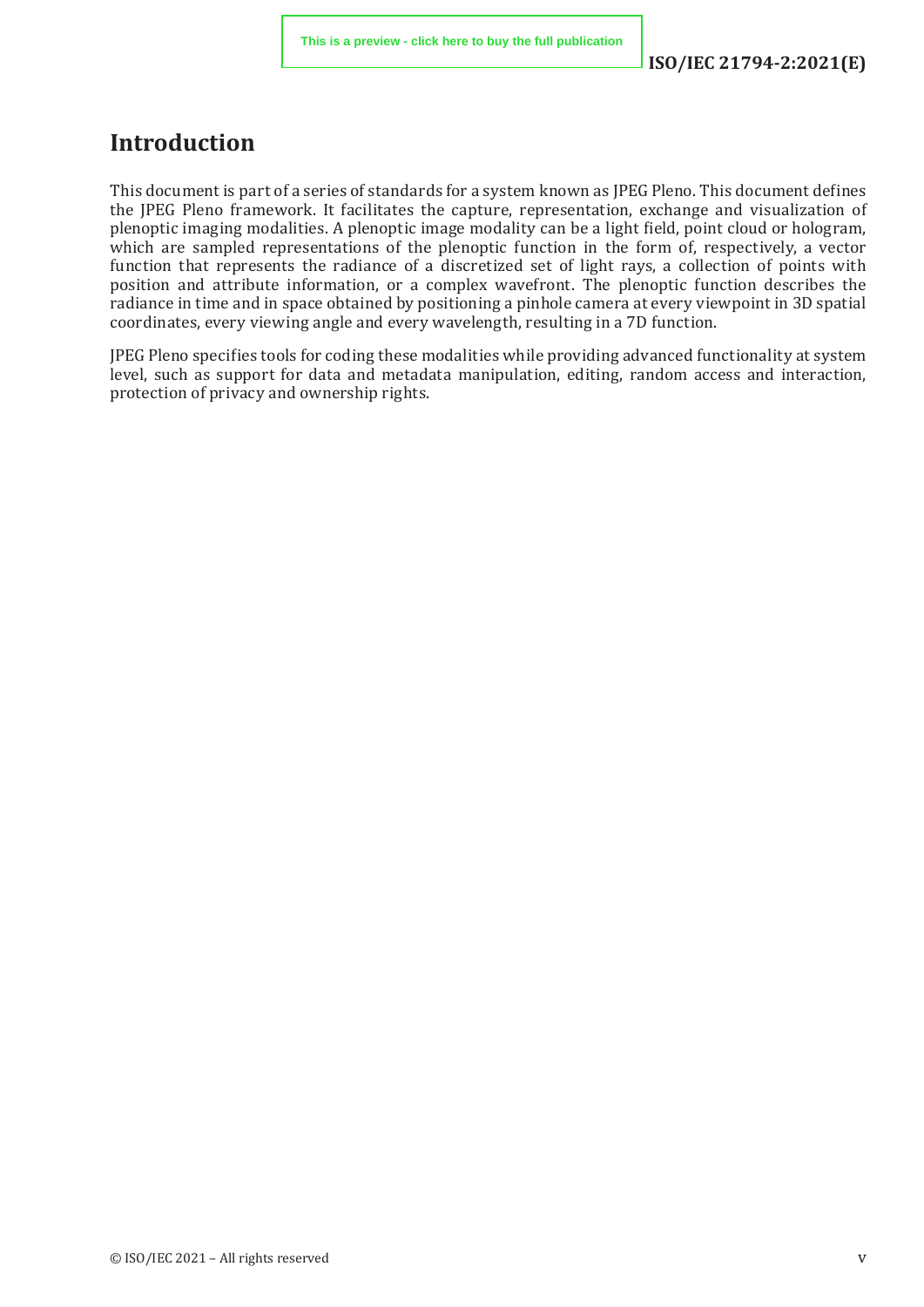# Introduction

This document is part of a series of standards for a system known as JPEG Pleno. This document defines the JPEG Pleno framework. It facilitates the capture, representation, exchange and visualization of plenoptic imaging modalities. A plenoptic image modality can be a light field, point cloud or hologram, which are sampled representations of the plenoptic function in the form of, respectively, a vector function that represents the radiance of a discretized set of light rays, a collection of points with position and attribute information, or a complex wavefront. The plenoptic function describes the radiance in time and in space obtained by positioning a pinhole camera at every viewpoint in 3D spatial coordinates, every viewing angle and every wavelength, resulting in a 7D function.

JPEG Pleno specifies tools for coding these modalities while providing advanced functionality at system level, such as support for data and metadata manipulation, editing, random access and interaction, protection of privacy and ownership rights.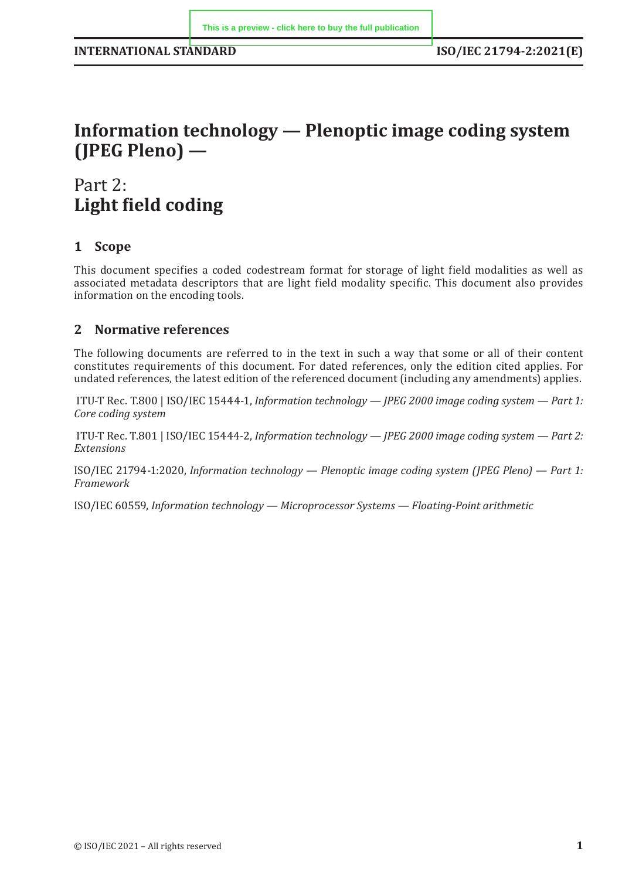# Information technology — Plenoptic image coding system (JPEG Pleno) —

## Part 2:
## Light field coding

## 1 Scope

This document specifies a coded codestream format for storage of light field modalities as well as associated metadata descriptors that are light field modality specific. This document also provides information on the encoding tools.

## 2 Normative references

The following documents are referred to in the text in such a way that some or all of their content constitutes requirements of this document. For dated references, only the edition cited applies. For undated references, the latest edition of the referenced document (including any amendments) applies.

ITU-T Rec. T.800 | ISO/IEC 15444-1, *Information technology — JPEG 2000 image coding system — Part 1: Core coding system*

ITU-T Rec. T.801 | ISO/IEC 15444-2, *Information technology — JPEG 2000 image coding system — Part 2: Extensions*

ISO/IEC 21794-1:2020, *Information technology — Plenoptic image coding system (JPEG Pleno) — Part 1: Framework*

ISO/IEC 60559, *Information technology — Microprocessor Systems — Floating-Point arithmetic*